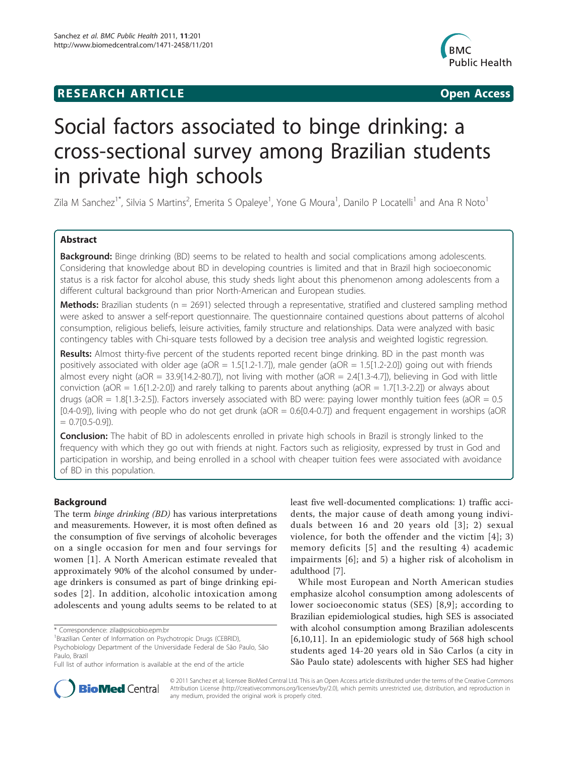**RESEARCH ARTICLE** **Open Access**

# Social factors associated to binge drinking: a cross-sectional survey among Brazilian students in private high schools

Zila M Sanchez[1*], Silvia S Martins[2], Emerita S Opaleye[1], Yone G Moura[1], Danilo P Locatelli[1] and Ana R Noto[1]

## Abstract

**Background:** Binge drinking (BD) seems to be related to health and social complications among adolescents. Considering that knowledge about BD in developing countries is limited and that in Brazil high socioeconomic status is a risk factor for alcohol abuse, this study sheds light about this phenomenon among adolescents from a different cultural background than prior North-American and European studies.

**Methods:** Brazilian students (n = 2691) selected through a representative, stratified and clustered sampling method were asked to answer a self-report questionnaire. The questionnaire contained questions about patterns of alcohol consumption, religious beliefs, leisure activities, family structure and relationships. Data were analyzed with basic contingency tables with Chi-square tests followed by a decision tree analysis and weighted logistic regression.

**Results:** Almost thirty-five percent of the students reported recent binge drinking. BD in the past month was positively associated with older age (aOR = 1.5[1.2-1.7]), male gender (aOR = 1.5[1.2-2.0]) going out with friends almost every night (aOR = 33.9[14.2-80.7]), not living with mother (aOR = 2.4[1.3-4.7]), believing in God with little conviction (aOR = 1.6[1.2-2.0]) and rarely talking to parents about anything (aOR = 1.7[1.3-2.2]) or always about drugs (aOR = 1.8[1.3-2.5]). Factors inversely associated with BD were: paying lower monthly tuition fees (aOR = 0.5 [0.4-0.9]), living with people who do not get drunk (aOR = 0.6[0.4-0.7]) and frequent engagement in worships (aOR = 0.7[0.5-0.9]).

**Conclusion:** The habit of BD in adolescents enrolled in private high schools in Brazil is strongly linked to the frequency with which they go out with friends at night. Factors such as religiosity, expressed by trust in God and participation in worship, and being enrolled in a school with cheaper tuition fees were associated with avoidance of BD in this population.

## Background

The term *binge drinking (BD)* has various interpretations and measurements. However, it is most often defined as the consumption of five servings of alcoholic beverages on a single occasion for men and four servings for women [1]. A North American estimate revealed that approximately 90% of the alcohol consumed by underage drinkers is consumed as part of binge drinking episodes [2]. In addition, alcoholic intoxication among adolescents and young adults seems to be related to at least five well-documented complications: 1) traffic accidents, the major cause of death among young individuals between 16 and 20 years old [3]; 2) sexual violence, for both the offender and the victim [4]; 3) memory deficits [5] and the resulting 4) academic impairments [6]; and 5) a higher risk of alcoholism in adulthood [7].

While most European and North American studies emphasize alcohol consumption among adolescents of lower socioeconomic status (SES) [8,9]; according to Brazilian epidemiological studies, high SES is associated with alcohol consumption among Brazilian adolescents [6,10,11]. In an epidemiologic study of 568 high school students aged 14-20 years old in São Carlos (a city in São Paulo state) adolescents with higher SES had higher

\* Correspondence: zila@psicobio.epm.br

[1]Brazilian Center of Information on Psychotropic Drugs (CEBRID), Psychobiology Department of the Universidade Federal de São Paulo, São Paulo, Brazil

Full list of author information is available at the end of the article

© 2011 Sanchez et al; licensee BioMed Central Ltd. This is an Open Access article distributed under the terms of the Creative Commons Attribution License (http://creativecommons.org/licenses/by/2.0), which permits unrestricted use, distribution, and reproduction in any medium, provided the original work is properly cited.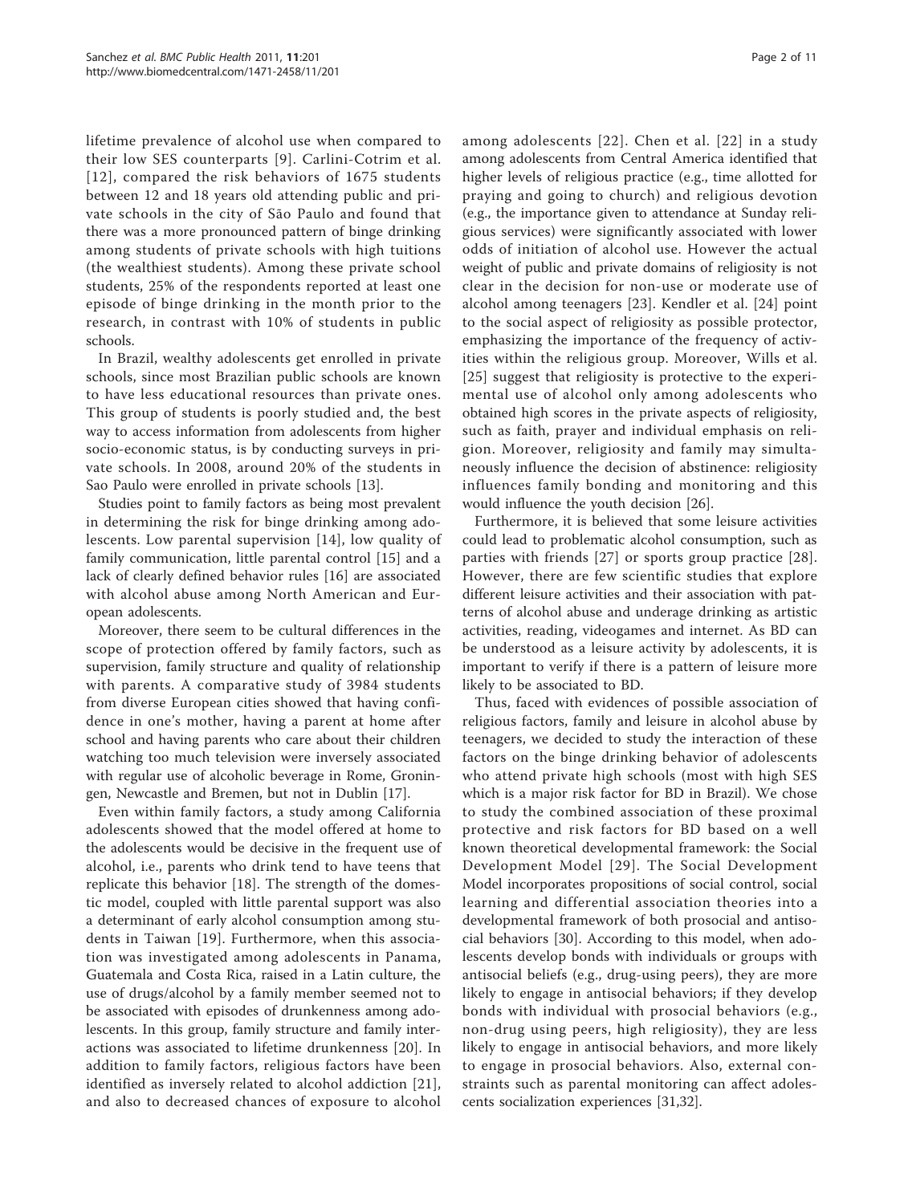lifetime prevalence of alcohol use when compared to their low SES counterparts [9]. Carlini-Cotrim et al. [12], compared the risk behaviors of 1675 students between 12 and 18 years old attending public and private schools in the city of São Paulo and found that there was a more pronounced pattern of binge drinking among students of private schools with high tuitions (the wealthiest students). Among these private school students, 25% of the respondents reported at least one episode of binge drinking in the month prior to the research, in contrast with 10% of students in public schools.

In Brazil, wealthy adolescents get enrolled in private schools, since most Brazilian public schools are known to have less educational resources than private ones. This group of students is poorly studied and, the best way to access information from adolescents from higher socio-economic status, is by conducting surveys in private schools. In 2008, around 20% of the students in Sao Paulo were enrolled in private schools [13].

Studies point to family factors as being most prevalent in determining the risk for binge drinking among adolescents. Low parental supervision [14], low quality of family communication, little parental control [15] and a lack of clearly defined behavior rules [16] are associated with alcohol abuse among North American and European adolescents.

Moreover, there seem to be cultural differences in the scope of protection offered by family factors, such as supervision, family structure and quality of relationship with parents. A comparative study of 3984 students from diverse European cities showed that having confidence in one's mother, having a parent at home after school and having parents who care about their children watching too much television were inversely associated with regular use of alcoholic beverage in Rome, Groningen, Newcastle and Bremen, but not in Dublin [17].

Even within family factors, a study among California adolescents showed that the model offered at home to the adolescents would be decisive in the frequent use of alcohol, i.e., parents who drink tend to have teens that replicate this behavior [18]. The strength of the domestic model, coupled with little parental support was also a determinant of early alcohol consumption among students in Taiwan [19]. Furthermore, when this association was investigated among adolescents in Panama, Guatemala and Costa Rica, raised in a Latin culture, the use of drugs/alcohol by a family member seemed not to be associated with episodes of drunkenness among adolescents. In this group, family structure and family interactions was associated to lifetime drunkenness [20]. In addition to family factors, religious factors have been identified as inversely related to alcohol addiction [21], and also to decreased chances of exposure to alcohol among adolescents [22]. Chen et al. [22] in a study among adolescents from Central America identified that higher levels of religious practice (e.g., time allotted for praying and going to church) and religious devotion (e.g., the importance given to attendance at Sunday religious services) were significantly associated with lower odds of initiation of alcohol use. However the actual weight of public and private domains of religiosity is not clear in the decision for non-use or moderate use of alcohol among teenagers [23]. Kendler et al. [24] point to the social aspect of religiosity as possible protector, emphasizing the importance of the frequency of activities within the religious group. Moreover, Wills et al. [25] suggest that religiosity is protective to the experimental use of alcohol only among adolescents who obtained high scores in the private aspects of religiosity, such as faith, prayer and individual emphasis on religion. Moreover, religiosity and family may simultaneously influence the decision of abstinence: religiosity influences family bonding and monitoring and this would influence the youth decision [26].

Furthermore, it is believed that some leisure activities could lead to problematic alcohol consumption, such as parties with friends [27] or sports group practice [28]. However, there are few scientific studies that explore different leisure activities and their association with patterns of alcohol abuse and underage drinking as artistic activities, reading, videogames and internet. As BD can be understood as a leisure activity by adolescents, it is important to verify if there is a pattern of leisure more likely to be associated to BD.

Thus, faced with evidences of possible association of religious factors, family and leisure in alcohol abuse by teenagers, we decided to study the interaction of these factors on the binge drinking behavior of adolescents who attend private high schools (most with high SES which is a major risk factor for BD in Brazil). We chose to study the combined association of these proximal protective and risk factors for BD based on a well known theoretical developmental framework: the Social Development Model [29]. The Social Development Model incorporates propositions of social control, social learning and differential association theories into a developmental framework of both prosocial and antisocial behaviors [30]. According to this model, when adolescents develop bonds with individuals or groups with antisocial beliefs (e.g., drug-using peers), they are more likely to engage in antisocial behaviors; if they develop bonds with individual with prosocial behaviors (e.g., non-drug using peers, high religiosity), they are less likely to engage in antisocial behaviors, and more likely to engage in prosocial behaviors. Also, external constraints such as parental monitoring can affect adolescents socialization experiences [31,32].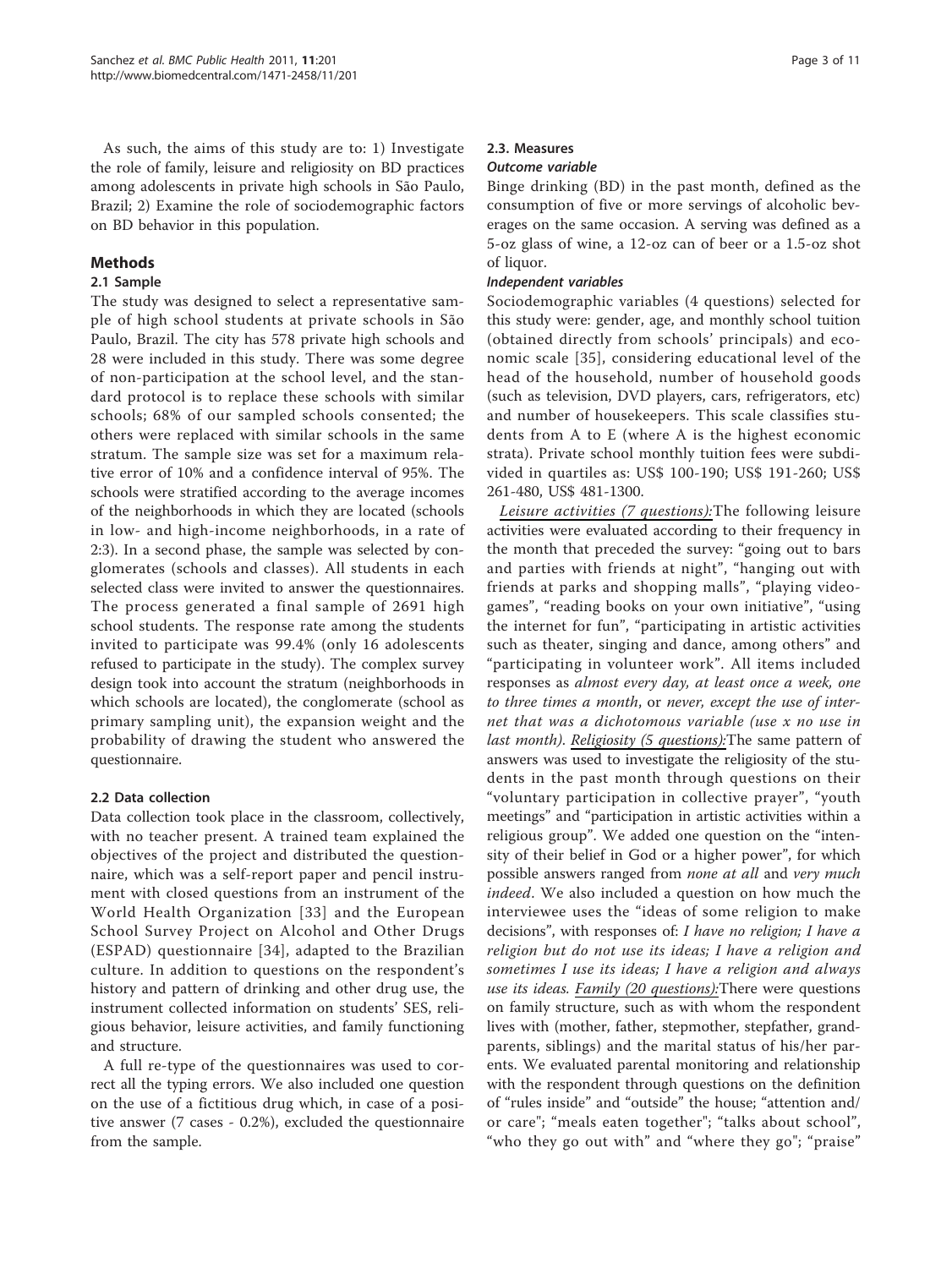As such, the aims of this study are to: 1) Investigate the role of family, leisure and religiosity on BD practices among adolescents in private high schools in São Paulo, Brazil; 2) Examine the role of sociodemographic factors on BD behavior in this population.

## Methods

### 2.1 Sample

The study was designed to select a representative sample of high school students at private schools in São Paulo, Brazil. The city has 578 private high schools and 28 were included in this study. There was some degree of non-participation at the school level, and the standard protocol is to replace these schools with similar schools; 68% of our sampled schools consented; the others were replaced with similar schools in the same stratum. The sample size was set for a maximum relative error of 10% and a confidence interval of 95%. The schools were stratified according to the average incomes of the neighborhoods in which they are located (schools in low- and high-income neighborhoods, in a rate of 2:3). In a second phase, the sample was selected by conglomerates (schools and classes). All students in each selected class were invited to answer the questionnaires. The process generated a final sample of 2691 high school students. The response rate among the students invited to participate was 99.4% (only 16 adolescents refused to participate in the study). The complex survey design took into account the stratum (neighborhoods in which schools are located), the conglomerate (school as primary sampling unit), the expansion weight and the probability of drawing the student who answered the questionnaire.

### 2.2 Data collection

Data collection took place in the classroom, collectively, with no teacher present. A trained team explained the objectives of the project and distributed the questionnaire, which was a self-report paper and pencil instrument with closed questions from an instrument of the World Health Organization [33] and the European School Survey Project on Alcohol and Other Drugs (ESPAD) questionnaire [34], adapted to the Brazilian culture. In addition to questions on the respondent's history and pattern of drinking and other drug use, the instrument collected information on students' SES, religious behavior, leisure activities, and family functioning and structure.

A full re-type of the questionnaires was used to correct all the typing errors. We also included one question on the use of a fictitious drug which, in case of a positive answer (7 cases - 0.2%), excluded the questionnaire from the sample.

### 2.3. Measures

#### Outcome variable

Binge drinking (BD) in the past month, defined as the consumption of five or more servings of alcoholic beverages on the same occasion. A serving was defined as a 5-oz glass of wine, a 12-oz can of beer or a 1.5-oz shot of liquor.

#### Independent variables

Sociodemographic variables (4 questions) selected for this study were: gender, age, and monthly school tuition (obtained directly from schools' principals) and economic scale [35], considering educational level of the head of the household, number of household goods (such as television, DVD players, cars, refrigerators, etc) and number of housekeepers. This scale classifies students from A to E (where A is the highest economic strata). Private school monthly tuition fees were subdivided in quartiles as: US$ 100-190; US$ 191-260; US$ 261-480, US$ 481-1300.

Leisure activities (7 questions): The following leisure activities were evaluated according to their frequency in the month that preceded the survey: "going out to bars and parties with friends at night", "hanging out with friends at parks and shopping malls", "playing videogames", "reading books on your own initiative", "using the internet for fun", "participating in artistic activities such as theater, singing and dance, among others" and "participating in volunteer work". All items included responses as *almost every day, at least once a week, one to three times a month*, or *never, except the use of internet that was a dichotomous variable (use x no use in last month)*. Religiosity (5 questions): The same pattern of answers was used to investigate the religiosity of the students in the past month through questions on their "voluntary participation in collective prayer", "youth meetings" and "participation in artistic activities within a religious group". We added one question on the "intensity of their belief in God or a higher power", for which possible answers ranged from *none at all* and *very much indeed*. We also included a question on how much the interviewee uses the "ideas of some religion to make decisions", with responses of: *I have no religion; I have a religion but do not use its ideas; I have a religion and sometimes I use its ideas; I have a religion and always use its ideas*. Family (20 questions): There were questions on family structure, such as with whom the respondent lives with (mother, father, stepmother, stepfather, grandparents, siblings) and the marital status of his/her parents. We evaluated parental monitoring and relationship with the respondent through questions on the definition of "rules inside" and "outside" the house; "attention and/or care"; "meals eaten together"; "talks about school", "who they go out with" and "where they go"; "praise"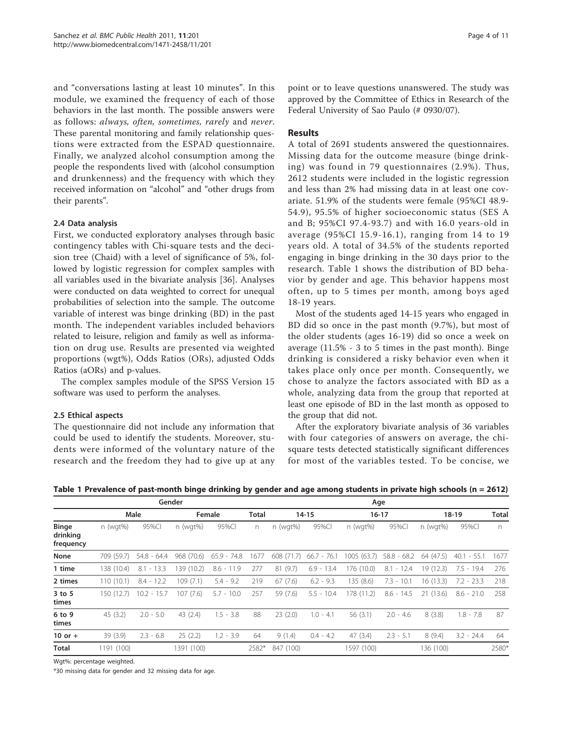and "conversations lasting at least 10 minutes". In this module, we examined the frequency of each of those behaviors in the last month. The possible answers were as follows: *always, often, sometimes, rarely* and *never*. These parental monitoring and family relationship questions were extracted from the ESPAD questionnaire. Finally, we analyzed alcohol consumption among the people the respondents lived with (alcohol consumption and drunkenness) and the frequency with which they received information on "alcohol" and "other drugs from their parents".

### 2.4 Data analysis

First, we conducted exploratory analyses through basic contingency tables with Chi-square tests and the decision tree (Chaid) with a level of significance of 5%, followed by logistic regression for complex samples with all variables used in the bivariate analysis [36]. Analyses were conducted on data weighted to correct for unequal probabilities of selection into the sample. The outcome variable of interest was binge drinking (BD) in the past month. The independent variables included behaviors related to leisure, religion and family as well as information on drug use. Results are presented via weighted proportions (wgt%), Odds Ratios (ORs), adjusted Odds Ratios (aORs) and p-values.

The complex samples module of the SPSS Version 15 software was used to perform the analyses.

### 2.5 Ethical aspects

The questionnaire did not include any information that could be used to identify the students. Moreover, students were informed of the voluntary nature of the research and the freedom they had to give up at any point or to leave questions unanswered. The study was approved by the Committee of Ethics in Research of the Federal University of Sao Paulo (# 0930/07).

## Results

A total of 2691 students answered the questionnaires. Missing data for the outcome measure (binge drinking) was found in 79 questionnaires (2.9%). Thus, 2612 students were included in the logistic regression and less than 2% had missing data in at least one covariate. 51.9% of the students were female (95%CI 48.9-54.9), 95.5% of higher socioeconomic status (SES A and B; 95%CI 97.4-93.7) and with 16.0 years-old in average (95%CI 15.9-16.1), ranging from 14 to 19 years old. A total of 34.5% of the students reported engaging in binge drinking in the 30 days prior to the research. Table 1 shows the distribution of BD behavior by gender and age. This behavior happens most often, up to 5 times per month, among boys aged 18-19 years.

Most of the students aged 14-15 years who engaged in BD did so once in the past month (9.7%), but most of the older students (ages 16-19) did so once a week on average (11.5% - 3 to 5 times in the past month). Binge drinking is considered a risky behavior even when it takes place only once per month. Consequently, we chose to analyze the factors associated with BD as a whole, analyzing data from the group that reported at least one episode of BD in the last month as opposed to the group that did not.

After the exploratory bivariate analysis of 36 variables with four categories of answers on average, the chi-square tests detected statistically significant differences for most of the variables tested. To be concise, we

**Table 1 Prevalence of past-month binge drinking by gender and age among students in private high schools (n = 2612)**

| | Gender | | | | | Age | | | | | | |
|---|---|---|---|---|---|---|---|---|---|---|---|---|
| | Male | | Female | | Total | 14-15 | | 16-17 | | 18-19 | | Total |
| **Binge drinking frequency** | n (wgt%) | 95%CI | n (wgt%) | 95%CI | n | n (wgt%) | 95%CI | n (wgt%) | 95%CI | n (wgt%) | 95%CI | n |
| **None** | 709 (59.7) | 54.8 - 64.4 | 968 (70.6) | 65.9 - 74.8 | 1677 | 608 (71.7) | 66.7 - 76.1 | 1005 (63.7) | 58.8 - 68.2 | 64 (47.5) | 40.1 - 55.1 | 1677 |
| **1 time** | 138 (10.4) | 8.1 - 13.3 | 139 (10.2) | 8.6 - 11.9 | 277 | 81 (9.7) | 6.9 - 13.4 | 176 (10.0) | 8.1 - 12.4 | 19 (12.3) | 7.5 - 19.4 | 276 |
| **2 times** | 110 (10.1) | 8.4 - 12.2 | 109 (7.1) | 5.4 - 9.2 | 219 | 67 (7.6) | 6.2 - 9.3 | 135 (8.6) | 7.3 - 10.1 | 16 (13.3) | 7.2 - 23.3 | 218 |
| **3 to 5 times** | 150 (12.7) | 10.2 - 15.7 | 107 (7.6) | 5.7 - 10.0 | 257 | 59 (7.6) | 5.5 - 10.4 | 178 (11.2) | 8.6 - 14.5 | 21 (13.6) | 8.6 - 21.0 | 258 |
| **6 to 9 times** | 45 (3.2) | 2.0 - 5.0 | 43 (2.4) | 1.5 - 3.8 | 88 | 23 (2.0) | 1.0 - 4.1 | 56 (3.1) | 2.0 - 4.6 | 8 (3.8) | 1.8 - 7.8 | 87 |
| **10 or +** | 39 (3.9) | 2.3 - 6.8 | 25 (2.2) | 1.2 - 3.9 | 64 | 9 (1.4) | 0.4 - 4.2 | 47 (3.4) | 2.3 - 5.1 | 8 (9.4) | 3.2 - 24.4 | 64 |
| **Total** | 1191 (100) | | 1391 (100) | | 2582* | 847 (100) | | 1597 (100) | | 136 (100) | | 2580* |

Wgt%: percentage weighted.

*30 missing data for gender and 32 missing data for age.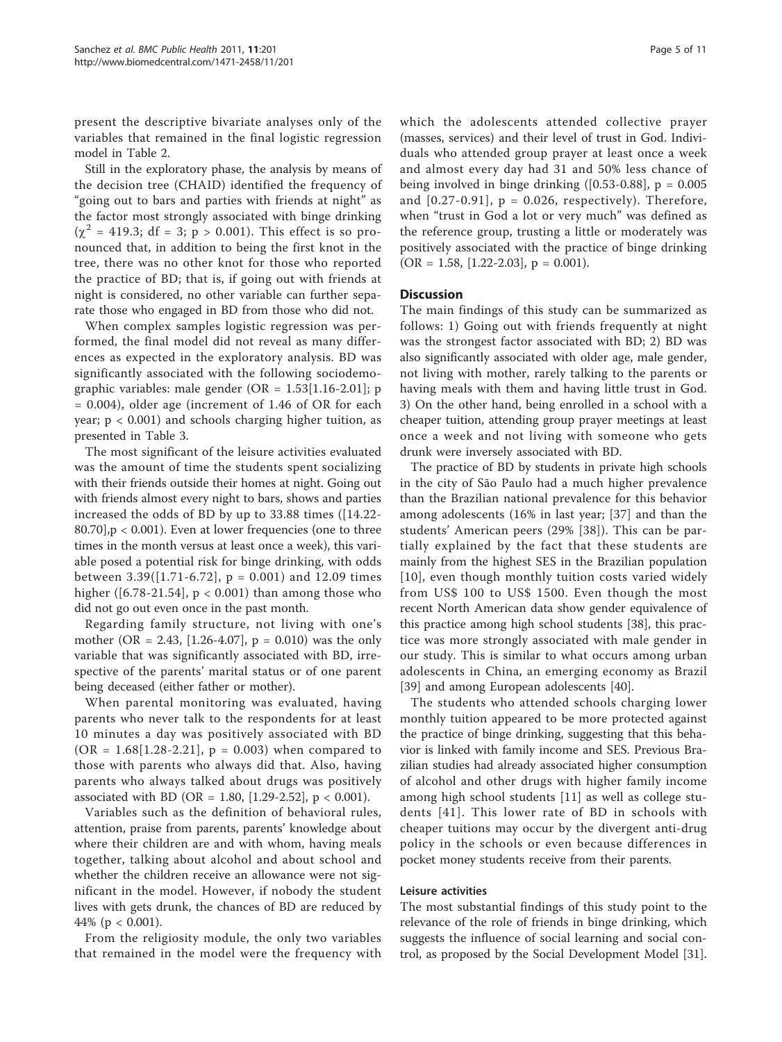present the descriptive bivariate analyses only of the variables that remained in the final logistic regression model in Table 2.

Still in the exploratory phase, the analysis by means of the decision tree (CHAID) identified the frequency of "going out to bars and parties with friends at night" as the factor most strongly associated with binge drinking ($\chi^2$ = 419.3; df = 3; p > 0.001). This effect is so pronounced that, in addition to being the first knot in the tree, there was no other knot for those who reported the practice of BD; that is, if going out with friends at night is considered, no other variable can further separate those who engaged in BD from those who did not.

When complex samples logistic regression was performed, the final model did not reveal as many differences as expected in the exploratory analysis. BD was significantly associated with the following sociodemographic variables: male gender (OR = 1.53[1.16-2.01]; p = 0.004), older age (increment of 1.46 of OR for each year; p < 0.001) and schools charging higher tuition, as presented in Table 3.

The most significant of the leisure activities evaluated was the amount of time the students spent socializing with their friends outside their homes at night. Going out with friends almost every night to bars, shows and parties increased the odds of BD by up to 33.88 times ([14.22-80.70],p < 0.001). Even at lower frequencies (one to three times in the month versus at least once a week), this variable posed a potential risk for binge drinking, with odds between 3.39([1.71-6.72], p = 0.001) and 12.09 times higher ([6.78-21.54], p < 0.001) than among those who did not go out even once in the past month.

Regarding family structure, not living with one's mother (OR = 2.43, [1.26-4.07], p = 0.010) was the only variable that was significantly associated with BD, irrespective of the parents' marital status or of one parent being deceased (either father or mother).

When parental monitoring was evaluated, having parents who never talk to the respondents for at least 10 minutes a day was positively associated with BD (OR = 1.68[1.28-2.21], p = 0.003) when compared to those with parents who always did that. Also, having parents who always talked about drugs was positively associated with BD (OR = 1.80, [1.29-2.52], p < 0.001).

Variables such as the definition of behavioral rules, attention, praise from parents, parents' knowledge about where their children are and with whom, having meals together, talking about alcohol and about school and whether the children receive an allowance were not significant in the model. However, if nobody the student lives with gets drunk, the chances of BD are reduced by 44% (p < 0.001).

From the religiosity module, the only two variables that remained in the model were the frequency with which the adolescents attended collective prayer (masses, services) and their level of trust in God. Individuals who attended group prayer at least once a week and almost every day had 31 and 50% less chance of being involved in binge drinking ([0.53-0.88], p = 0.005 and [0.27-0.91], p = 0.026, respectively). Therefore, when "trust in God a lot or very much" was defined as the reference group, trusting a little or moderately was positively associated with the practice of binge drinking (OR = 1.58, [1.22-2.03], p = 0.001).

## Discussion

The main findings of this study can be summarized as follows: 1) Going out with friends frequently at night was the strongest factor associated with BD; 2) BD was also significantly associated with older age, male gender, not living with mother, rarely talking to the parents or having meals with them and having little trust in God. 3) On the other hand, being enrolled in a school with a cheaper tuition, attending group prayer meetings at least once a week and not living with someone who gets drunk were inversely associated with BD.

The practice of BD by students in private high schools in the city of São Paulo had a much higher prevalence than the Brazilian national prevalence for this behavior among adolescents (16% in last year; [37] and than the students' American peers (29% [38]). This can be partially explained by the fact that these students are mainly from the highest SES in the Brazilian population [10], even though monthly tuition costs varied widely from US$ 100 to US$ 1500. Even though the most recent North American data show gender equivalence of this practice among high school students [38], this practice was more strongly associated with male gender in our study. This is similar to what occurs among urban adolescents in China, an emerging economy as Brazil [39] and among European adolescents [40].

The students who attended schools charging lower monthly tuition appeared to be more protected against the practice of binge drinking, suggesting that this behavior is linked with family income and SES. Previous Brazilian studies had already associated higher consumption of alcohol and other drugs with higher family income among high school students [11] as well as college students [41]. This lower rate of BD in schools with cheaper tuitions may occur by the divergent anti-drug policy in the schools or even because differences in pocket money students receive from their parents.

### Leisure activities

The most substantial findings of this study point to the relevance of the role of friends in binge drinking, which suggests the influence of social learning and social control, as proposed by the Social Development Model [31].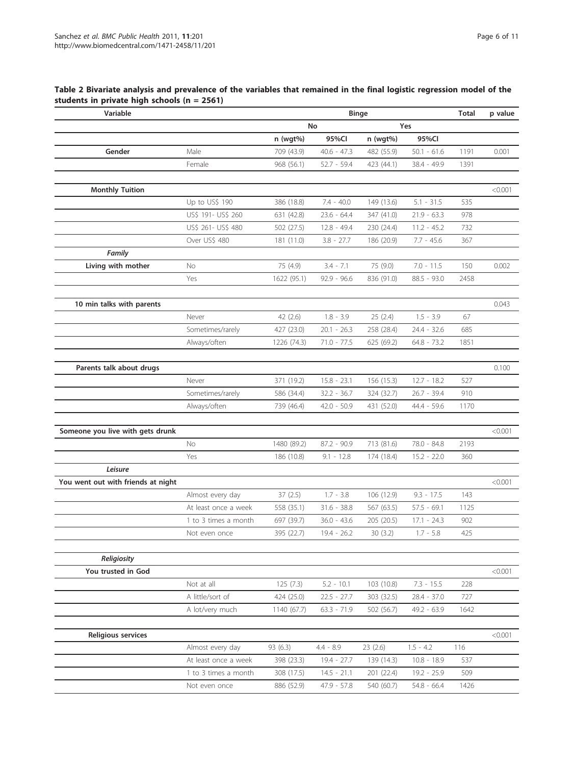**Table 2 Bivariate analysis and prevalence of the variables that remained in the final logistic regression model of the students in private high schools (n = 2561)**

| Variable | | Binge | | | | Total | p value |
|---|---|---|---|---|---|---|---|
| | | No | | Yes | | | |
| | | n (wgt%) | 95%CI | n (wgt%) | 95%CI | | |
| **Gender** | Male | 709 (43.9) | 40.6 - 47.3 | 482 (55.9) | 50.1 - 61.6 | 1191 | 0.001 |
| | Female | 968 (56.1) | 52.7 - 59.4 | 423 (44.1) | 38.4 - 49.9 | 1391 | |
| **Monthly Tuition** | | | | | | | <0.001 |
| | Up to US$ 190 | 386 (18.8) | 7.4 - 40.0 | 149 (13.6) | 5.1 - 31.5 | 535 | |
| | US$ 191- US$ 260 | 631 (42.8) | 23.6 - 64.4 | 347 (41.0) | 21.9 - 63.3 | 978 | |
| | US$ 261- US$ 480 | 502 (27.5) | 12.8 - 49.4 | 230 (24.4) | 11.2 - 45.2 | 732 | |
| | Over US$ 480 | 181 (11.0) | 3.8 - 27.7 | 186 (20.9) | 7.7 - 45.6 | 367 | |
| ***Family*** | | | | | | | |
| **Living with mother** | No | 75 (4.9) | 3.4 - 7.1 | 75 (9.0) | 7.0 - 11.5 | 150 | 0.002 |
| | Yes | 1622 (95.1) | 92.9 - 96.6 | 836 (91.0) | 88.5 - 93.0 | 2458 | |
| **10 min talks with parents** | | | | | | | 0.043 |
| | Never | 42 (2.6) | 1.8 - 3.9 | 25 (2.4) | 1.5 - 3.9 | 67 | |
| | Sometimes/rarely | 427 (23.0) | 20.1 - 26.3 | 258 (28.4) | 24.4 - 32.6 | 685 | |
| | Always/often | 1226 (74.3) | 71.0 - 77.5 | 625 (69.2) | 64.8 - 73.2 | 1851 | |
| **Parents talk about drugs** | | | | | | | 0.100 |
| | Never | 371 (19.2) | 15.8 - 23.1 | 156 (15.3) | 12.7 - 18.2 | 527 | |
| | Sometimes/rarely | 586 (34.4) | 32.2 - 36.7 | 324 (32.7) | 26.7 - 39.4 | 910 | |
| | Always/often | 739 (46.4) | 42.0 - 50.9 | 431 (52.0) | 44.4 - 59.6 | 1170 | |
| **Someone you live with gets drunk** | | | | | | | <0.001 |
| | No | 1480 (89.2) | 87.2 - 90.9 | 713 (81.6) | 78.0 - 84.8 | 2193 | |
| | Yes | 186 (10.8) | 9.1 - 12.8 | 174 (18.4) | 15.2 - 22.0 | 360 | |
| ***Leisure*** | | | | | | | |
| **You went out with friends at night** | | | | | | | <0.001 |
| | Almost every day | 37 (2.5) | 1.7 - 3.8 | 106 (12.9) | 9.3 - 17.5 | 143 | |
| | At least once a week | 558 (35.1) | 31.6 - 38.8 | 567 (63.5) | 57.5 - 69.1 | 1125 | |
| | 1 to 3 times a month | 697 (39.7) | 36.0 - 43.6 | 205 (20.5) | 17.1 - 24.3 | 902 | |
| | Not even once | 395 (22.7) | 19.4 - 26.2 | 30 (3.2) | 1.7 - 5.8 | 425 | |
| ***Religiosity*** | | | | | | | |
| **You trusted in God** | | | | | | | <0.001 |
| | Not at all | 125 (7.3) | 5.2 - 10.1 | 103 (10.8) | 7.3 - 15.5 | 228 | |
| | A little/sort of | 424 (25.0) | 22.5 - 27.7 | 303 (32.5) | 28.4 - 37.0 | 727 | |
| | A lot/very much | 1140 (67.7) | 63.3 - 71.9 | 502 (56.7) | 49.2 - 63.9 | 1642 | |
| **Religious services** | | | | | | | <0.001 |
| | Almost every day | 93 (6.3) | 4.4 - 8.9 | 23 (2.6) | 1.5 - 4.2 | 116 | |
| | At least once a week | 398 (23.3) | 19.4 - 27.7 | 139 (14.3) | 10.8 - 18.9 | 537 | |
| | 1 to 3 times a month | 308 (17.5) | 14.5 - 21.1 | 201 (22.4) | 19.2 - 25.9 | 509 | |
| | Not even once | 886 (52.9) | 47.9 - 57.8 | 540 (60.7) | 54.8 - 66.4 | 1426 | |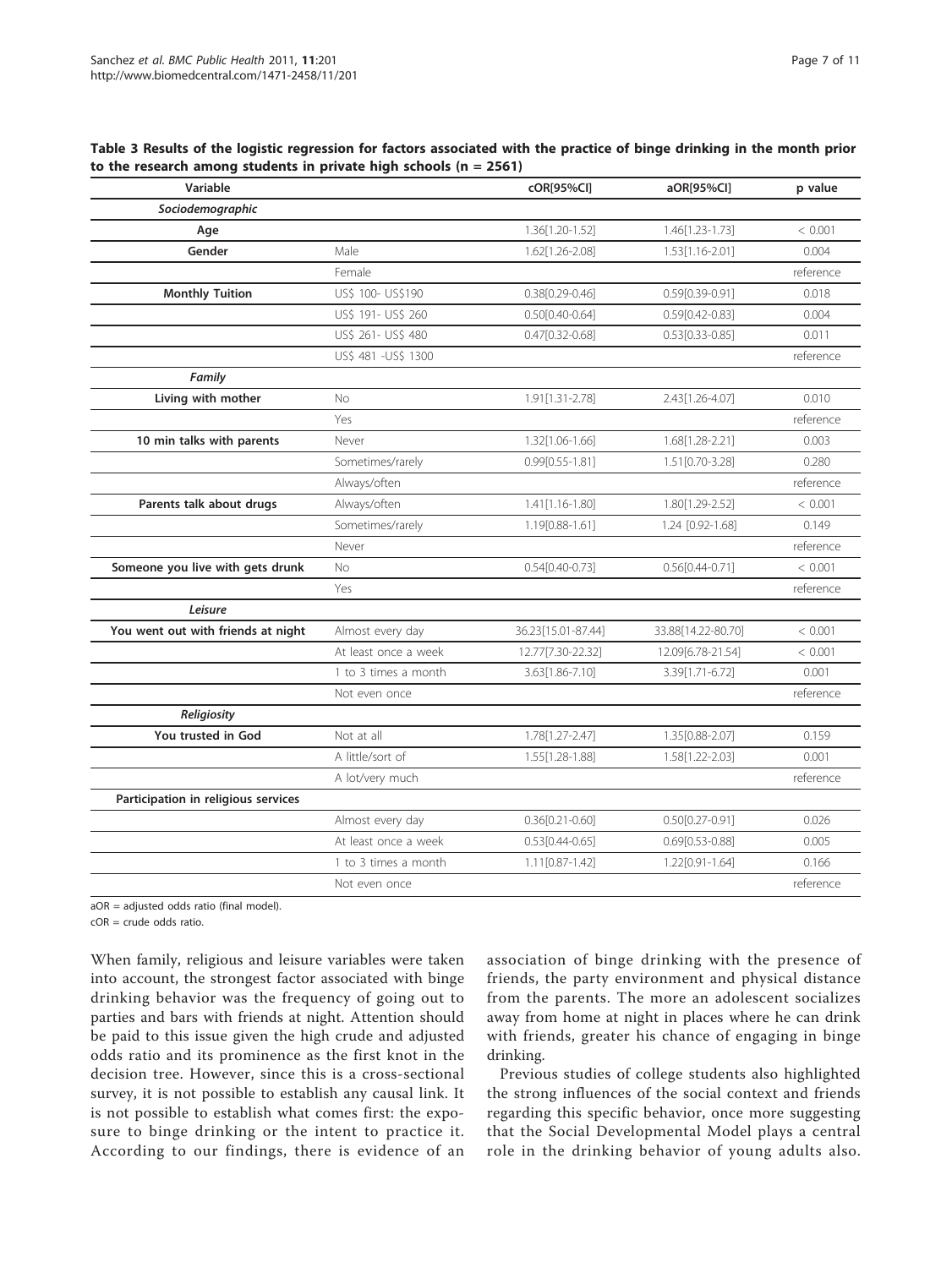**Table 3 Results of the logistic regression for factors associated with the practice of binge drinking in the month prior to the research among students in private high schools (n = 2561)**

| Variable | | cOR[95%CI] | aOR[95%CI] | p value |
|---|---|---|---|---|
| ***Sociodemographic*** | | | | |
| **Age** | | 1.36[1.20-1.52] | 1.46[1.23-1.73] | < 0.001 |
| **Gender** | Male | 1.62[1.26-2.08] | 1.53[1.16-2.01] | 0.004 |
| | Female | | | reference |
| **Monthly Tuition** | US$ 100- US$190 | 0.38[0.29-0.46] | 0.59[0.39-0.91] | 0.018 |
| | US$ 191- US$ 260 | 0.50[0.40-0.64] | 0.59[0.42-0.83] | 0.004 |
| | US$ 261- US$ 480 | 0.47[0.32-0.68] | 0.53[0.33-0.85] | 0.011 |
| | US$ 481 -US$ 1300 | | | reference |
| ***Family*** | | | | |
| **Living with mother** | No | 1.91[1.31-2.78] | 2.43[1.26-4.07] | 0.010 |
| | Yes | | | reference |
| **10 min talks with parents** | Never | 1.32[1.06-1.66] | 1.68[1.28-2.21] | 0.003 |
| | Sometimes/rarely | 0.99[0.55-1.81] | 1.51[0.70-3.28] | 0.280 |
| | Always/often | | | reference |
| **Parents talk about drugs** | Always/often | 1.41[1.16-1.80] | 1.80[1.29-2.52] | < 0.001 |
| | Sometimes/rarely | 1.19[0.88-1.61] | 1.24 [0.92-1.68] | 0.149 |
| | Never | | | reference |
| **Someone you live with gets drunk** | No | 0.54[0.40-0.73] | 0.56[0.44-0.71] | < 0.001 |
| | Yes | | | reference |
| ***Leisure*** | | | | |
| **You went out with friends at night** | Almost every day | 36.23[15.01-87.44] | 33.88[14.22-80.70] | < 0.001 |
| | At least once a week | 12.77[7.30-22.32] | 12.09[6.78-21.54] | < 0.001 |
| | 1 to 3 times a month | 3.63[1.86-7.10] | 3.39[1.71-6.72] | 0.001 |
| | Not even once | | | reference |
| ***Religiosity*** | | | | |
| **You trusted in God** | Not at all | 1.78[1.27-2.47] | 1.35[0.88-2.07] | 0.159 |
| | A little/sort of | 1.55[1.28-1.88] | 1.58[1.22-2.03] | 0.001 |
| | A lot/very much | | | reference |
| **Participation in religious services** | | | | |
| | Almost every day | 0.36[0.21-0.60] | 0.50[0.27-0.91] | 0.026 |
| | At least once a week | 0.53[0.44-0.65] | 0.69[0.53-0.88] | 0.005 |
| | 1 to 3 times a month | 1.11[0.87-1.42] | 1.22[0.91-1.64] | 0.166 |
| | Not even once | | | reference |

aOR = adjusted odds ratio (final model).

cOR = crude odds ratio.

When family, religious and leisure variables were taken into account, the strongest factor associated with binge drinking behavior was the frequency of going out to parties and bars with friends at night. Attention should be paid to this issue given the high crude and adjusted odds ratio and its prominence as the first knot in the decision tree. However, since this is a cross-sectional survey, it is not possible to establish any causal link. It is not possible to establish what comes first: the exposure to binge drinking or the intent to practice it. According to our findings, there is evidence of an association of binge drinking with the presence of friends, the party environment and physical distance from the parents. The more an adolescent socializes away from home at night in places where he can drink with friends, greater his chance of engaging in binge drinking.

Previous studies of college students also highlighted the strong influences of the social context and friends regarding this specific behavior, once more suggesting that the Social Developmental Model plays a central role in the drinking behavior of young adults also.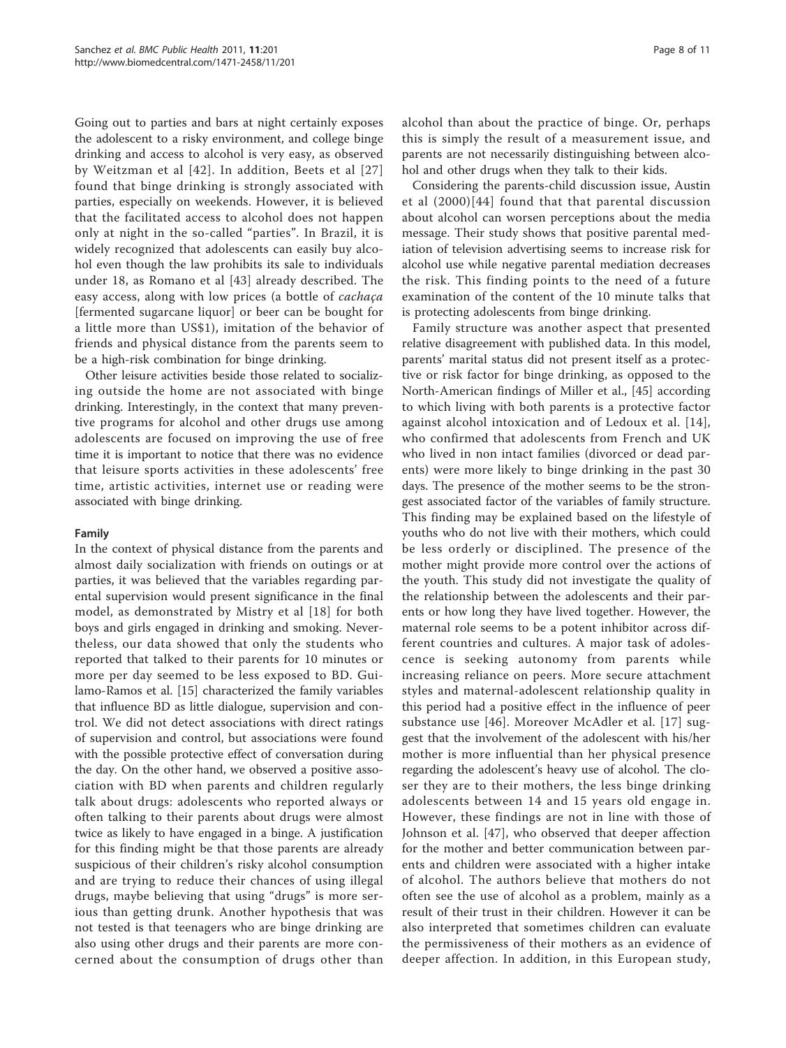Going out to parties and bars at night certainly exposes the adolescent to a risky environment, and college binge drinking and access to alcohol is very easy, as observed by Weitzman et al [42]. In addition, Beets et al [27] found that binge drinking is strongly associated with parties, especially on weekends. However, it is believed that the facilitated access to alcohol does not happen only at night in the so-called "parties". In Brazil, it is widely recognized that adolescents can easily buy alcohol even though the law prohibits its sale to individuals under 18, as Romano et al [43] already described. The easy access, along with low prices (a bottle of *cachaça* [fermented sugarcane liquor] or beer can be bought for a little more than US$1), imitation of the behavior of friends and physical distance from the parents seem to be a high-risk combination for binge drinking.

Other leisure activities beside those related to socializing outside the home are not associated with binge drinking. Interestingly, in the context that many preventive programs for alcohol and other drugs use among adolescents are focused on improving the use of free time it is important to notice that there was no evidence that leisure sports activities in these adolescents' free time, artistic activities, internet use or reading were associated with binge drinking.

#### Family

In the context of physical distance from the parents and almost daily socialization with friends on outings or at parties, it was believed that the variables regarding parental supervision would present significance in the final model, as demonstrated by Mistry et al [18] for both boys and girls engaged in drinking and smoking. Nevertheless, our data showed that only the students who reported that talked to their parents for 10 minutes or more per day seemed to be less exposed to BD. Guilamo-Ramos et al. [15] characterized the family variables that influence BD as little dialogue, supervision and control. We did not detect associations with direct ratings of supervision and control, but associations were found with the possible protective effect of conversation during the day. On the other hand, we observed a positive association with BD when parents and children regularly talk about drugs: adolescents who reported always or often talking to their parents about drugs were almost twice as likely to have engaged in a binge. A justification for this finding might be that those parents are already suspicious of their children's risky alcohol consumption and are trying to reduce their chances of using illegal drugs, maybe believing that using "drugs" is more serious than getting drunk. Another hypothesis that was not tested is that teenagers who are binge drinking are also using other drugs and their parents are more concerned about the consumption of drugs other than alcohol than about the practice of binge. Or, perhaps this is simply the result of a measurement issue, and parents are not necessarily distinguishing between alcohol and other drugs when they talk to their kids.

Considering the parents-child discussion issue, Austin et al (2000)[44] found that that parental discussion about alcohol can worsen perceptions about the media message. Their study shows that positive parental mediation of television advertising seems to increase risk for alcohol use while negative parental mediation decreases the risk. This finding points to the need of a future examination of the content of the 10 minute talks that is protecting adolescents from binge drinking.

Family structure was another aspect that presented relative disagreement with published data. In this model, parents' marital status did not present itself as a protective or risk factor for binge drinking, as opposed to the North-American findings of Miller et al., [45] according to which living with both parents is a protective factor against alcohol intoxication and of Ledoux et al. [14], who confirmed that adolescents from French and UK who lived in non intact families (divorced or dead parents) were more likely to binge drinking in the past 30 days. The presence of the mother seems to be the strongest associated factor of the variables of family structure. This finding may be explained based on the lifestyle of youths who do not live with their mothers, which could be less orderly or disciplined. The presence of the mother might provide more control over the actions of the youth. This study did not investigate the quality of the relationship between the adolescents and their parents or how long they have lived together. However, the maternal role seems to be a potent inhibitor across different countries and cultures. A major task of adolescence is seeking autonomy from parents while increasing reliance on peers. More secure attachment styles and maternal-adolescent relationship quality in this period had a positive effect in the influence of peer substance use [46]. Moreover McAdler et al. [17] suggest that the involvement of the adolescent with his/her mother is more influential than her physical presence regarding the adolescent's heavy use of alcohol. The closer they are to their mothers, the less binge drinking adolescents between 14 and 15 years old engage in. However, these findings are not in line with those of Johnson et al. [47], who observed that deeper affection for the mother and better communication between parents and children were associated with a higher intake of alcohol. The authors believe that mothers do not often see the use of alcohol as a problem, mainly as a result of their trust in their children. However it can be also interpreted that sometimes children can evaluate the permissiveness of their mothers as an evidence of deeper affection. In addition, in this European study,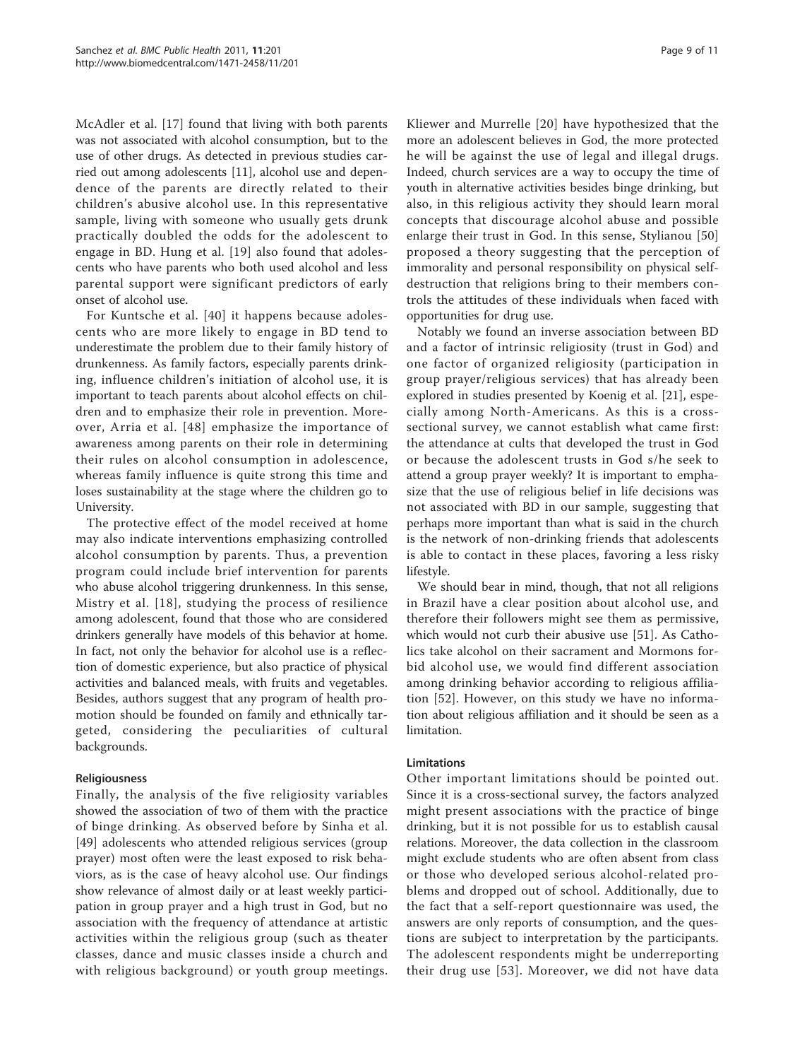McAdler et al. [17] found that living with both parents was not associated with alcohol consumption, but to the use of other drugs. As detected in previous studies carried out among adolescents [11], alcohol use and dependence of the parents are directly related to their children's abusive alcohol use. In this representative sample, living with someone who usually gets drunk practically doubled the odds for the adolescent to engage in BD. Hung et al. [19] also found that adolescents who have parents who both used alcohol and less parental support were significant predictors of early onset of alcohol use.

For Kuntsche et al. [40] it happens because adolescents who are more likely to engage in BD tend to underestimate the problem due to their family history of drunkenness. As family factors, especially parents drinking, influence children's initiation of alcohol use, it is important to teach parents about alcohol effects on children and to emphasize their role in prevention. Moreover, Arria et al. [48] emphasize the importance of awareness among parents on their role in determining their rules on alcohol consumption in adolescence, whereas family influence is quite strong this time and loses sustainability at the stage where the children go to University.

The protective effect of the model received at home may also indicate interventions emphasizing controlled alcohol consumption by parents. Thus, a prevention program could include brief intervention for parents who abuse alcohol triggering drunkenness. In this sense, Mistry et al. [18], studying the process of resilience among adolescent, found that those who are considered drinkers generally have models of this behavior at home. In fact, not only the behavior for alcohol use is a reflection of domestic experience, but also practice of physical activities and balanced meals, with fruits and vegetables. Besides, authors suggest that any program of health promotion should be founded on family and ethnically targeted, considering the peculiarities of cultural backgrounds.

### Religiousness

Finally, the analysis of the five religiosity variables showed the association of two of them with the practice of binge drinking. As observed before by Sinha et al. [49] adolescents who attended religious services (group prayer) most often were the least exposed to risk behaviors, as is the case of heavy alcohol use. Our findings show relevance of almost daily or at least weekly participation in group prayer and a high trust in God, but no association with the frequency of attendance at artistic activities within the religious group (such as theater classes, dance and music classes inside a church and with religious background) or youth group meetings. Kliewer and Murrelle [20] have hypothesized that the more an adolescent believes in God, the more protected he will be against the use of legal and illegal drugs. Indeed, church services are a way to occupy the time of youth in alternative activities besides binge drinking, but also, in this religious activity they should learn moral concepts that discourage alcohol abuse and possible enlarge their trust in God. In this sense, Stylianou [50] proposed a theory suggesting that the perception of immorality and personal responsibility on physical self-destruction that religions bring to their members controls the attitudes of these individuals when faced with opportunities for drug use.

Notably we found an inverse association between BD and a factor of intrinsic religiosity (trust in God) and one factor of organized religiosity (participation in group prayer/religious services) that has already been explored in studies presented by Koenig et al. [21], especially among North-Americans. As this is a cross-sectional survey, we cannot establish what came first: the attendance at cults that developed the trust in God or because the adolescent trusts in God s/he seek to attend a group prayer weekly? It is important to emphasize that the use of religious belief in life decisions was not associated with BD in our sample, suggesting that perhaps more important than what is said in the church is the network of non-drinking friends that adolescents is able to contact in these places, favoring a less risky lifestyle.

We should bear in mind, though, that not all religions in Brazil have a clear position about alcohol use, and therefore their followers might see them as permissive, which would not curb their abusive use [51]. As Catholics take alcohol on their sacrament and Mormons forbid alcohol use, we would find different association among drinking behavior according to religious affiliation [52]. However, on this study we have no information about religious affiliation and it should be seen as a limitation.

### Limitations

Other important limitations should be pointed out. Since it is a cross-sectional survey, the factors analyzed might present associations with the practice of binge drinking, but it is not possible for us to establish causal relations. Moreover, the data collection in the classroom might exclude students who are often absent from class or those who developed serious alcohol-related problems and dropped out of school. Additionally, due to the fact that a self-report questionnaire was used, the answers are only reports of consumption, and the questions are subject to interpretation by the participants. The adolescent respondents might be underreporting their drug use [53]. Moreover, we did not have data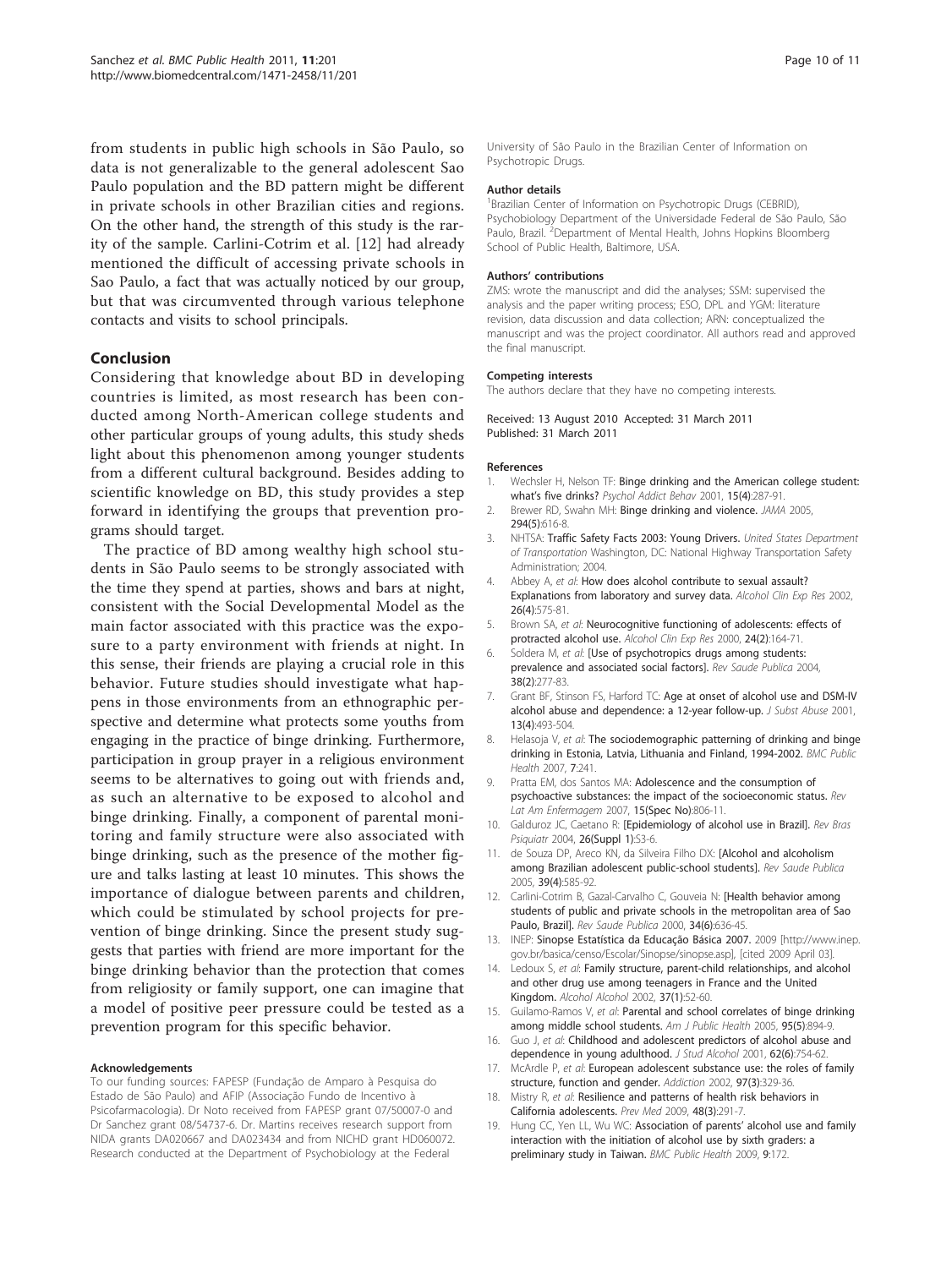from students in public high schools in São Paulo, so data is not generalizable to the general adolescent Sao Paulo population and the BD pattern might be different in private schools in other Brazilian cities and regions. On the other hand, the strength of this study is the rarity of the sample. Carlini-Cotrim et al. [12] had already mentioned the difficult of accessing private schools in Sao Paulo, a fact that was actually noticed by our group, but that was circumvented through various telephone contacts and visits to school principals.

## Conclusion

Considering that knowledge about BD in developing countries is limited, as most research has been conducted among North-American college students and other particular groups of young adults, this study sheds light about this phenomenon among younger students from a different cultural background. Besides adding to scientific knowledge on BD, this study provides a step forward in identifying the groups that prevention programs should target.

The practice of BD among wealthy high school students in São Paulo seems to be strongly associated with the time they spend at parties, shows and bars at night, consistent with the Social Developmental Model as the main factor associated with this practice was the exposure to a party environment with friends at night. In this sense, their friends are playing a crucial role in this behavior. Future studies should investigate what happens in those environments from an ethnographic perspective and determine what protects some youths from engaging in the practice of binge drinking. Furthermore, participation in group prayer in a religious environment seems to be alternatives to going out with friends and, as such an alternative to be exposed to alcohol and binge drinking. Finally, a component of parental monitoring and family structure were also associated with binge drinking, such as the presence of the mother figure and talks lasting at least 10 minutes. This shows the importance of dialogue between parents and children, which could be stimulated by school projects for prevention of binge drinking. Since the present study suggests that parties with friend are more important for the binge drinking behavior than the protection that comes from religiosity or family support, one can imagine that a model of positive peer pressure could be tested as a prevention program for this specific behavior.

#### Acknowledgements

To our funding sources: FAPESP (Fundação de Amparo à Pesquisa do Estado de São Paulo) and AFIP (Associação Fundo de Incentivo à Psicofarmacologia). Dr Noto received from FAPESP grant 07/50007-0 and Dr Sanchez grant 08/54737-6. Dr. Martins receives research support from NIDA grants DA020667 and DA023434 and from NICHD grant HD060072. Research conducted at the Department of Psychobiology at the Federal University of São Paulo in the Brazilian Center of Information on Psychotropic Drugs.

#### Author details

[1]Brazilian Center of Information on Psychotropic Drugs (CEBRID), Psychobiology Department of the Universidade Federal de São Paulo, São Paulo, Brazil. [2]Department of Mental Health, Johns Hopkins Bloomberg School of Public Health, Baltimore, USA.

#### Authors' contributions

ZMS: wrote the manuscript and did the analyses; SSM: supervised the analysis and the paper writing process; ESO, DPL and YGM: literature revision, data discussion and data collection; ARN: conceptualized the manuscript and was the project coordinator. All authors read and approved the final manuscript.

#### Competing interests

The authors declare that they have no competing interests.

Received: 13 August 2010 Accepted: 31 March 2011
Published: 31 March 2011

#### References

1. Wechsler H, Nelson TF: **Binge drinking and the American college student: what's five drinks?** *Psychol Addict Behav* 2001, **15(4)**:287-91.
2. Brewer RD, Swahn MH: **Binge drinking and violence.** *JAMA* 2005, **294(5)**:616-8.
3. NHTSA: **Traffic Safety Facts 2003: Young Drivers.** *United States Department of Transportation* Washington, DC: National Highway Transportation Safety Administration; 2004.
4. Abbey A, *et al*: **How does alcohol contribute to sexual assault? Explanations from laboratory and survey data.** *Alcohol Clin Exp Res* 2002, **26(4)**:575-81.
5. Brown SA, *et al*: **Neurocognitive functioning of adolescents: effects of protracted alcohol use.** *Alcohol Clin Exp Res* 2000, **24(2)**:164-71.
6. Soldera M, *et al*: **[Use of psychotropics drugs among students: prevalence and associated social factors].** *Rev Saude Publica* 2004, **38(2)**:277-83.
7. Grant BF, Stinson FS, Harford TC: **Age at onset of alcohol use and DSM-IV alcohol abuse and dependence: a 12-year follow-up.** *J Subst Abuse* 2001, **13(4)**:493-504.
8. Helasoja V, *et al*: **The sociodemographic patterning of drinking and binge drinking in Estonia, Latvia, Lithuania and Finland, 1994-2002.** *BMC Public Health* 2007, **7**:241.
9. Pratta EM, dos Santos MA: **Adolescence and the consumption of psychoactive substances: the impact of the socioeconomic status.** *Rev Lat Am Enfermagem* 2007, **15(Spec No)**:806-11.
10. Galduroz JC, Caetano R: **[Epidemiology of alcohol use in Brazil].** *Rev Bras Psiquiatr* 2004, **26(Suppl 1)**:S3-6.
11. de Souza DP, Areco KN, da Silveira Filho DX: **[Alcohol and alcoholism among Brazilian adolescent public-school students].** *Rev Saude Publica* 2005, **39(4)**:585-92.
12. Carlini-Cotrim B, Gazal-Carvalho C, Gouveia N: **[Health behavior among students of public and private schools in the metropolitan area of Sao Paulo, Brazil].** *Rev Saude Publica* 2000, **34(6)**:636-45.
13. INEP: **Sinopse Estatística da Educação Básica 2007.** 2009 [http://www.inep.gov.br/basica/censo/Escolar/Sinopse/sinopse.asp], [cited 2009 April 03].
14. Ledoux S, *et al*: **Family structure, parent-child relationships, and alcohol and other drug use among teenagers in France and the United Kingdom.** *Alcohol Alcohol* 2002, **37(1)**:52-60.
15. Guilamo-Ramos V, *et al*: **Parental and school correlates of binge drinking among middle school students.** *Am J Public Health* 2005, **95(5)**:894-9.
16. Guo J, *et al*: **Childhood and adolescent predictors of alcohol abuse and dependence in young adulthood.** *J Stud Alcohol* 2001, **62(6)**:754-62.
17. McArdle P, *et al*: **European adolescent substance use: the roles of family structure, function and gender.** *Addiction* 2002, **97(3)**:329-36.
18. Mistry R, *et al*: **Resilience and patterns of health risk behaviors in California adolescents.** *Prev Med* 2009, **48(3)**:291-7.
19. Hung CC, Yen LL, Wu WC: **Association of parents' alcohol use and family interaction with the initiation of alcohol use by sixth graders: a preliminary study in Taiwan.** *BMC Public Health* 2009, **9**:172.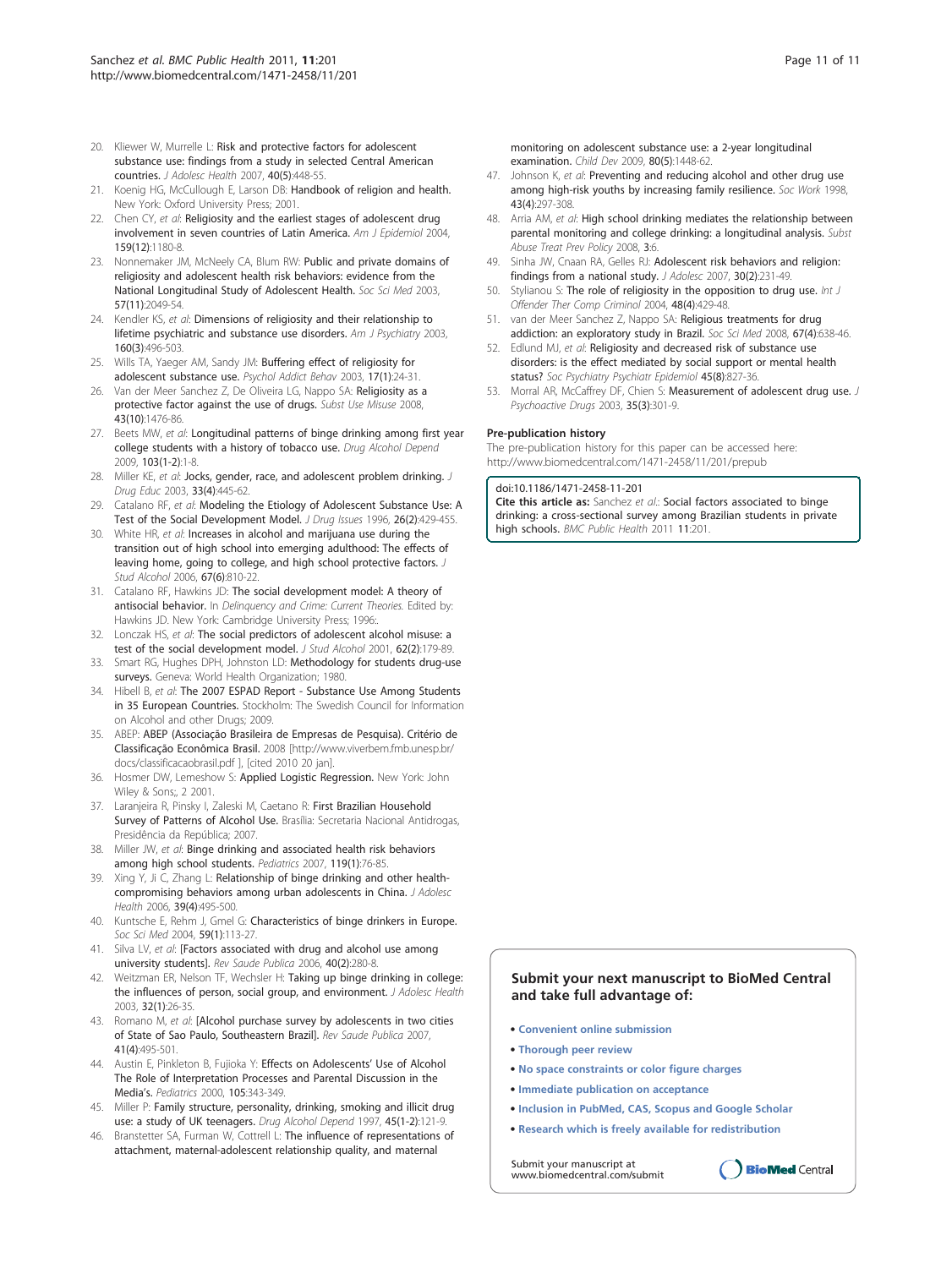20. Kliewer W, Murrelle L: **Risk and protective factors for adolescent substance use: findings from a study in selected Central American countries.** *J Adolesc Health* 2007, **40(5)**:448-55.
21. Koenig HG, McCullough E, Larson DB: **Handbook of religion and health.** New York: Oxford University Press; 2001.
22. Chen CY, *et al*: **Religiosity and the earliest stages of adolescent drug involvement in seven countries of Latin America.** *Am J Epidemiol* 2004, **159(12)**:1180-8.
23. Nonnemaker JM, McNeely CA, Blum RW: **Public and private domains of religiosity and adolescent health risk behaviors: evidence from the National Longitudinal Study of Adolescent Health.** *Soc Sci Med* 2003, **57(11)**:2049-54.
24. Kendler KS, *et al*: **Dimensions of religiosity and their relationship to lifetime psychiatric and substance use disorders.** *Am J Psychiatry* 2003, **160(3)**:496-503.
25. Wills TA, Yaeger AM, Sandy JM: **Buffering effect of religiosity for adolescent substance use.** *Psychol Addict Behav* 2003, **17(1)**:24-31.
26. Van der Meer Sanchez Z, De Oliveira LG, Nappo SA: **Religiosity as a protective factor against the use of drugs.** *Subst Use Misuse* 2008, **43(10)**:1476-86.
27. Beets MW, *et al*: **Longitudinal patterns of binge drinking among first year college students with a history of tobacco use.** *Drug Alcohol Depend* 2009, **103(1-2)**:1-8.
28. Miller KE, *et al*: **Jocks, gender, race, and adolescent problem drinking.** *J Drug Educ* 2003, **33(4)**:445-62.
29. Catalano RF, *et al*: **Modeling the Etiology of Adolescent Substance Use: A Test of the Social Development Model.** *J Drug Issues* 1996, **26(2)**:429-455.
30. White HR, *et al*: **Increases in alcohol and marijuana use during the transition out of high school into emerging adulthood: The effects of leaving home, going to college, and high school protective factors.** *J Stud Alcohol* 2006, **67(6)**:810-22.
31. Catalano RF, Hawkins JD: **The social development model: A theory of antisocial behavior.** In *Delinquency and Crime: Current Theories.* Edited by: Hawkins JD. New York: Cambridge University Press; 1996:.
32. Lonczak HS, *et al*: **The social predictors of adolescent alcohol misuse: a test of the social development model.** *J Stud Alcohol* 2001, **62(2)**:179-89.
33. Smart RG, Hughes DPH, Johnston LD: **Methodology for students drug-use surveys.** Geneva: World Health Organization; 1980.
34. Hibell B, *et al*: **The 2007 ESPAD Report - Substance Use Among Students in 35 European Countries.** Stockholm: The Swedish Council for Information on Alcohol and other Drugs; 2009.
35. ABEP: **ABEP (Associação Brasileira de Empresas de Pesquisa). Critério de Classificação Econômica Brasil.** 2008 [http://www.viverbem.fmb.unesp.br/docs/classificacaobrasil.pdf ], [cited 2010 20 jan].
36. Hosmer DW, Lemeshow S: **Applied Logistic Regression.** New York: John Wiley & Sons;, 2 2001.
37. Laranjeira R, Pinsky I, Zaleski M, Caetano R: **First Brazilian Household Survey of Patterns of Alcohol Use.** Brasília: Secretaria Nacional Antidrogas, Presidência da República; 2007.
38. Miller JW, *et al*: **Binge drinking and associated health risk behaviors among high school students.** *Pediatrics* 2007, **119(1)**:76-85.
39. Xing Y, Ji C, Zhang L: **Relationship of binge drinking and other health-compromising behaviors among urban adolescents in China.** *J Adolesc Health* 2006, **39(4)**:495-500.
40. Kuntsche E, Rehm J, Gmel G: **Characteristics of binge drinkers in Europe.** *Soc Sci Med* 2004, **59(1)**:113-27.
41. Silva LV, *et al*: **[Factors associated with drug and alcohol use among university students].** *Rev Saude Publica* 2006, **40(2)**:280-8.
42. Weitzman ER, Nelson TF, Wechsler H: **Taking up binge drinking in college: the influences of person, social group, and environment.** *J Adolesc Health* 2003, **32(1)**:26-35.
43. Romano M, *et al*: **[Alcohol purchase survey by adolescents in two cities of State of Sao Paulo, Southeastern Brazil].** *Rev Saude Publica* 2007, **41(4)**:495-501.
44. Austin E, Pinkleton B, Fujioka Y: **Effects on Adolescents' Use of Alcohol The Role of Interpretation Processes and Parental Discussion in the Media's.** *Pediatrics* 2000, **105**:343-349.
45. Miller P: **Family structure, personality, drinking, smoking and illicit drug use: a study of UK teenagers.** *Drug Alcohol Depend* 1997, **45(1-2)**:121-9.
46. Branstetter SA, Furman W, Cottrell L: **The influence of representations of attachment, maternal-adolescent relationship quality, and maternal monitoring on adolescent substance use: a 2-year longitudinal examination.** *Child Dev* 2009, **80(5)**:1448-62.
47. Johnson K, *et al*: **Preventing and reducing alcohol and other drug use among high-risk youths by increasing family resilience.** *Soc Work* 1998, **43(4)**:297-308.
48. Arria AM, *et al*: **High school drinking mediates the relationship between parental monitoring and college drinking: a longitudinal analysis.** *Subst Abuse Treat Prev Policy* 2008, **3**:6.
49. Sinha JW, Cnaan RA, Gelles RJ: **Adolescent risk behaviors and religion: findings from a national study.** *J Adolesc* 2007, **30(2)**:231-49.
50. Stylianou S: **The role of religiosity in the opposition to drug use.** *Int J Offender Ther Comp Criminol* 2004, **48(4)**:429-48.
51. van der Meer Sanchez Z, Nappo SA: **Religious treatments for drug addiction: an exploratory study in Brazil.** *Soc Sci Med* 2008, **67(4)**:638-46.
52. Edlund MJ, *et al*: **Religiosity and decreased risk of substance use disorders: is the effect mediated by social support or mental health status?** *Soc Psychiatry Psychiatr Epidemiol* **45(8)**:827-36.
53. Morral AR, McCaffrey DF, Chien S: **Measurement of adolescent drug use.** *J Psychoactive Drugs* 2003, **35(3)**:301-9.

### Pre-publication history

The pre-publication history for this paper can be accessed here:
http://www.biomedcentral.com/1471-2458/11/201/prepub

doi:10.1186/1471-2458-11-201

**Cite this article as:** Sanchez *et al.*: Social factors associated to binge drinking: a cross-sectional survey among Brazilian students in private high schools. *BMC Public Health* 2011 **11**:201.

**Submit your next manuscript to BioMed Central and take full advantage of:**

- **Convenient online submission**
- **Thorough peer review**
- **No space constraints or color figure charges**
- **Immediate publication on acceptance**
- **Inclusion in PubMed, CAS, Scopus and Google Scholar**
- **Research which is freely available for redistribution**

Submit your manuscript at
www.biomedcentral.com/submit

BioMed Central